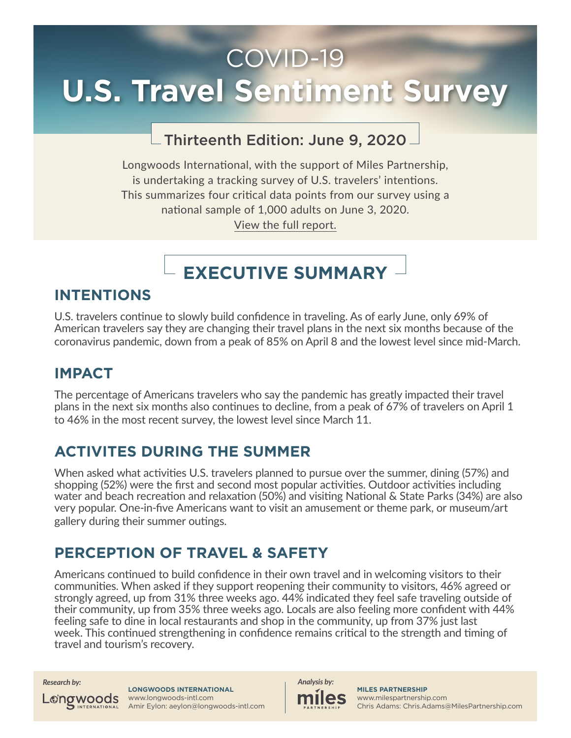# COVID-19

# U.S. Travel Sentiment Survey

## Thirteenth Edition: June 9, 2020

Longwoods International, with the support of Miles Partnership, is undertaking a tracking survey of U.S. travelers' intentions. This summarizes four critical data points from our survey using a national sample of 1,000 adults on June 3, 2020.

View the full report.

## EXECUTIVE SUMMARY

### INTENTIONS

U.S. travelers continue to slowly build confidence in traveling. As of early June, only 69% of American travelers say they are changing their travel plans in the next six months because of the coronavirus pandemic, down from a peak of 85% on April 8 and the lowest level since mid-March.

### IMPACT

The percentage of Americans travelers who say the pandemic has greatly impacted their travel plans in the next six months also continues to decline, from a peak of 67% of travelers on April 1 to 46% in the most recent survey, the lowest level since March 11.

### ACTIVITES DURING THE SUMMER

When asked what activities U.S. travelers planned to pursue over the summer, dining (57%) and shopping (52%) were the first and second most popular activities. Outdoor activities including water and beach recreation and relaxation (50%) and visiting National & State Parks (34%) are also very popular. One-in-five Americans want to visit an amusement or theme park, or museum/art gallery during their summer outings.

### PERCEPTION OF TRAVEL & SAFETY

Americans continued to build confidence in their own travel and in welcoming visitors to their communities. When asked if they support reopening their community to visitors, 46% agreed or strongly agreed, up from 31% three weeks ago. 44% indicated they feel safe traveling outside of their community, up from 35% three weeks ago. Locals are also feeling more confident with 44% feeling safe to dine in local restaurants and shop in the community, up from 37% just last week. This continued strengthening in confidence remains critical to the strength and timing of travel and tourism's recovery.

*Research by:*

**LONGWOODS INTERNATIONAL**
www.longwoods-intl.com
Amir Eylon: aeylon@longwoods-intl.com

*Analysis by:*

**MILES PARTNERSHIP**
www.milespartnership.com
Chris Adams: Chris.Adams@MilesPartnership.com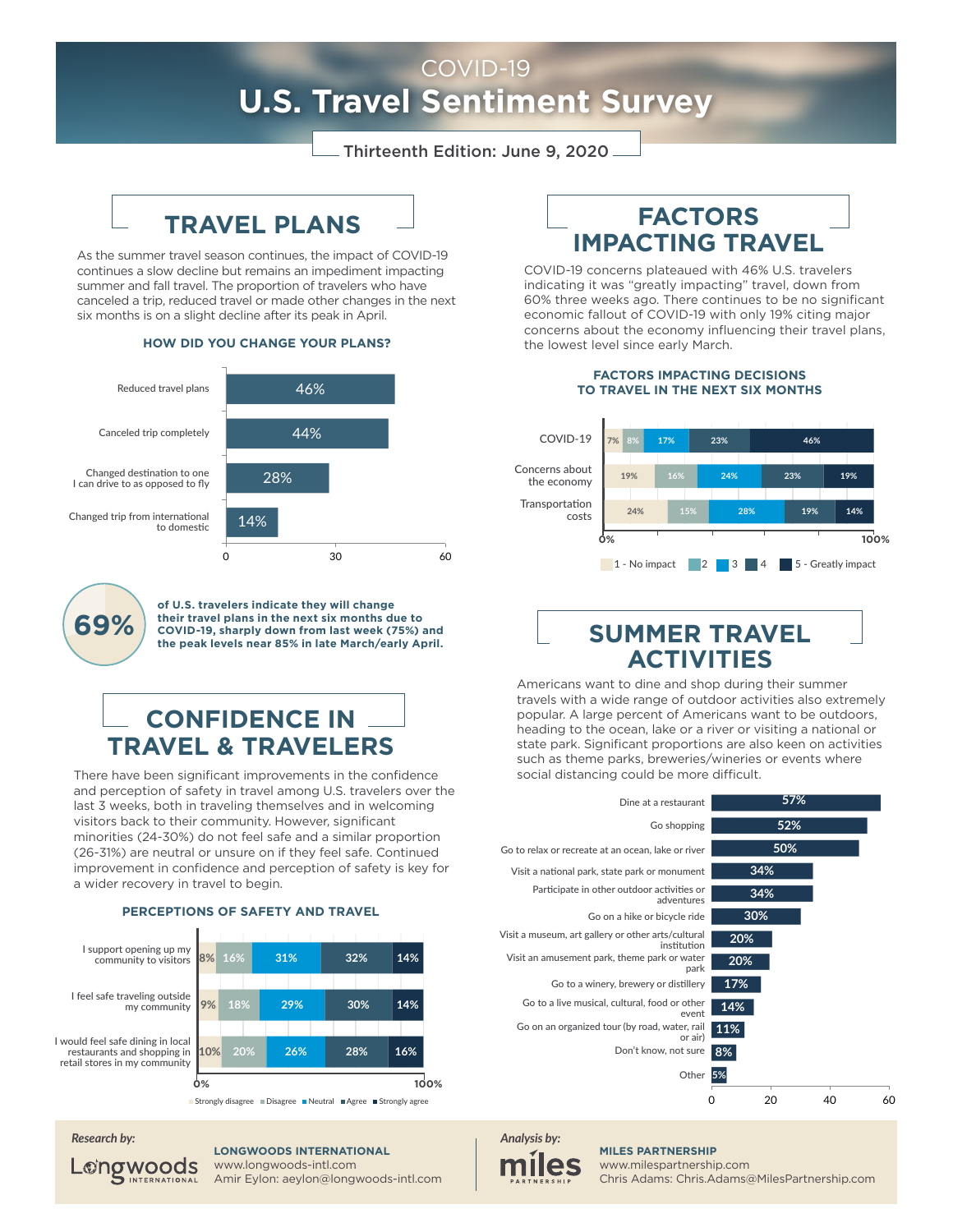COVID-19

# U.S. Travel Sentiment Survey

Thirteenth Edition: June 9, 2020

## TRAVEL PLANS

As the summer travel season continues, the impact of COVID-19 continues a slow decline but remains an impediment impacting summer and fall travel. The proportion of travelers who have canceled a trip, reduced travel or made other changes in the next six months is on a slight decline after its peak in April.

### HOW DID YOU CHANGE YOUR PLANS?

Reduced travel plans 46%
Canceled trip completely 44%
Changed destination to one I can drive to as opposed to fly 28%
Changed trip from international to domestic 14%
0 30 60

**69%** **of U.S. travelers indicate they will change their travel plans in the next six months due to COVID-19, sharply down from last week (75%) and the peak levels near 85% in late March/early April.**

## CONFIDENCE IN TRAVEL & TRAVELERS

There have been significant improvements in the confidence and perception of safety in travel among U.S. travelers over the last 3 weeks, both in traveling themselves and in welcoming visitors back to their community. However, significant minorities (24-30%) do not feel safe and a similar proportion (26-31%) are neutral or unsure on if they feel safe. Continued improvement in confidence and perception of safety is key for a wider recovery in travel to begin.

### PERCEPTIONS OF SAFETY AND TRAVEL

I support opening up my community to visitors: 8% 16% 31% 32% 14%
I feel safe traveling outside my community: 9% 18% 29% 30% 14%
I would feel safe dining in local restaurants and shopping in retail stores in my community: 10% 20% 26% 28% 16%
0% 100%
Strongly disagree, Disagree, Neutral, Agree, Strongly agree

## FACTORS IMPACTING TRAVEL

COVID-19 concerns plateaued with 46% U.S. travelers indicating it was "greatly impacting" travel, down from 60% three weeks ago. There continues to be no significant economic fallout of COVID-19 with only 19% citing major concerns about the economy influencing their travel plans, the lowest level since early March.

### FACTORS IMPACTING DECISIONS TO TRAVEL IN THE NEXT SIX MONTHS

COVID-19: 7% 8% 17% 23% 46%
Concerns about the economy: 19% 16% 24% 23% 19%
Transportation costs: 24% 15% 28% 19% 14%
0% 100%
1 - No impact, 2, 3, 4, 5 - Greatly impact

## SUMMER TRAVEL ACTIVITIES

Americans want to dine and shop during their summer travels with a wide range of outdoor activities also extremely popular. A large percent of Americans want to be outdoors, heading to the ocean, lake or a river or visiting a national or state park. Significant proportions are also keen on activities such as theme parks, breweries/wineries or events where social distancing could be more difficult.

Dine at a restaurant 57%
Go shopping 52%
Go to relax or recreate at an ocean, lake or river 50%
Visit a national park, state park or monument 34%
Participate in other outdoor activities or adventures 34%
Go on a hike or bicycle ride 30%
Visit a museum, art gallery or other arts/cultural institution 20%
Visit an amusement park, theme park or water park 20%
Go to a winery, brewery or distillery 17%
Go to a live musical, cultural, food or other event 14%
Go on an organized tour (by road, water, rail or air) 11%
Don't know, not sure 8%
Other 5%
0 20 40 60

*Research by:*

**LONGWOODS INTERNATIONAL**
www.longwoods-intl.com
Amir Eylon: aeylon@longwoods-intl.com

*Analysis by:*

**MILES PARTNERSHIP**
www.milespartnership.com
Chris Adams: Chris.Adams@MilesPartnership.com